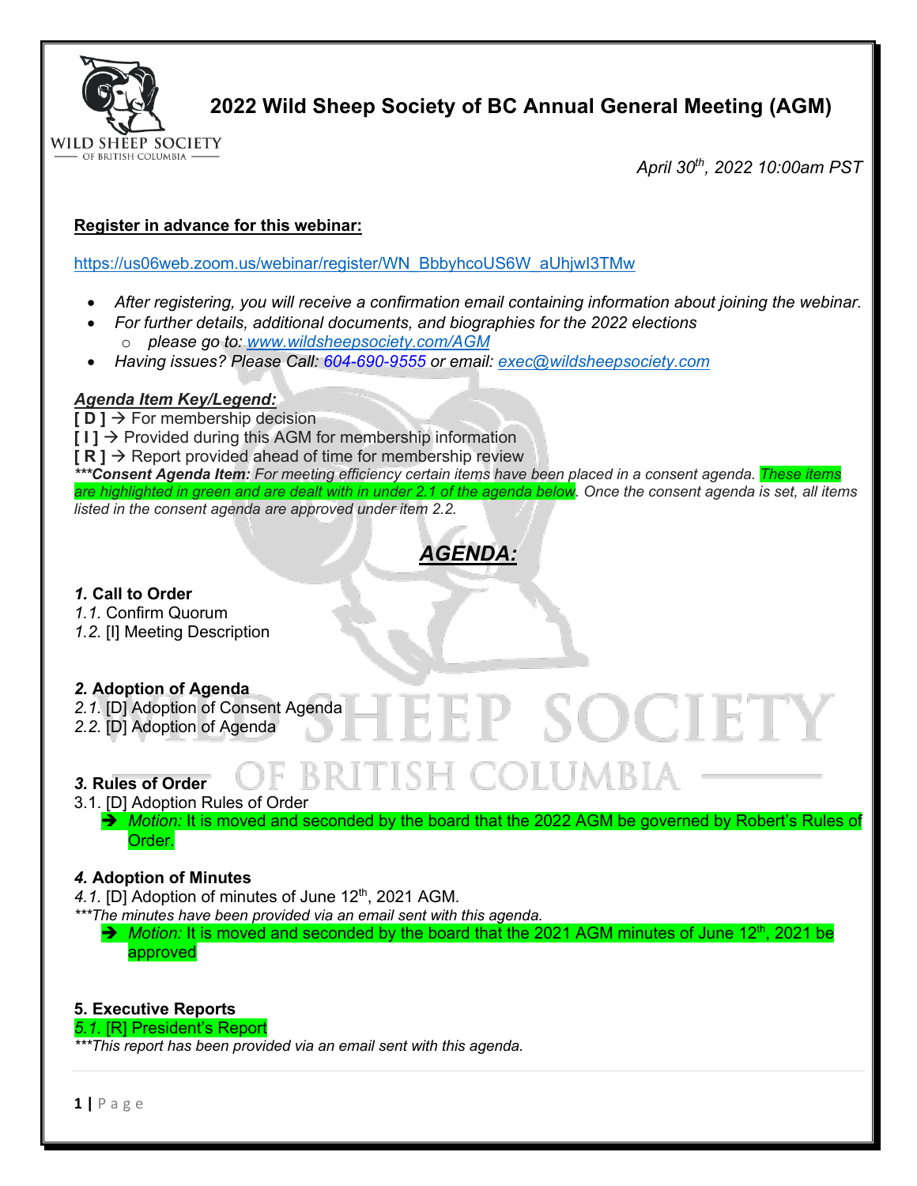# 2022 Wild Sheep Society of BC Annual General Meeting (AGM)

*April 30th, 2022 10:00am PST*

**Register in advance for this webinar:**

https://us06web.zoom.us/webinar/register/WN_BbbyhcoUS6W_aUhjwI3TMw

- *After registering, you will receive a confirmation email containing information about joining the webinar.*
- *For further details, additional documents, and biographies for the 2022 elections*
  - *please go to: www.wildsheepsociety.com/AGM*
- *Having issues? Please Call: 604-690-9555 or email: exec@wildsheepsociety.com*

***Agenda Item Key/Legend:***

**[ D ]** → For membership decision
**[ I ]** → Provided during this AGM for membership information
**[ R ]** → Report provided ahead of time for membership review
***\*\*\*Consent Agenda Item:** For meeting efficiency certain items have been placed in a consent agenda. These items are highlighted in green and are dealt with in under 2.1 of the agenda below. Once the consent agenda is set, all items listed in the consent agenda are approved under item 2.2.*

## ***AGENDA:***

### *1.* Call to Order

*1.1.* Confirm Quorum
*1.2.* [I] Meeting Description

### *2.* Adoption of Agenda

*2.1.* [D] Adoption of Consent Agenda
*2.2.* [D] Adoption of Agenda

### *3.* Rules of Order

3.1. [D] Adoption Rules of Order

- → *Motion:* It is moved and seconded by the board that the 2022 AGM be governed by Robert's Rules of Order.

### *4.* Adoption of Minutes

*4.1.* [D] Adoption of minutes of June 12th, 2021 AGM.
*\*\*\*The minutes have been provided via an email sent with this agenda.*

- → *Motion:* It is moved and seconded by the board that the 2021 AGM minutes of June 12th, 2021 be approved

### 5. Executive Reports

*5.1.* [R] President's Report
*\*\*\*This report has been provided via an email sent with this agenda.*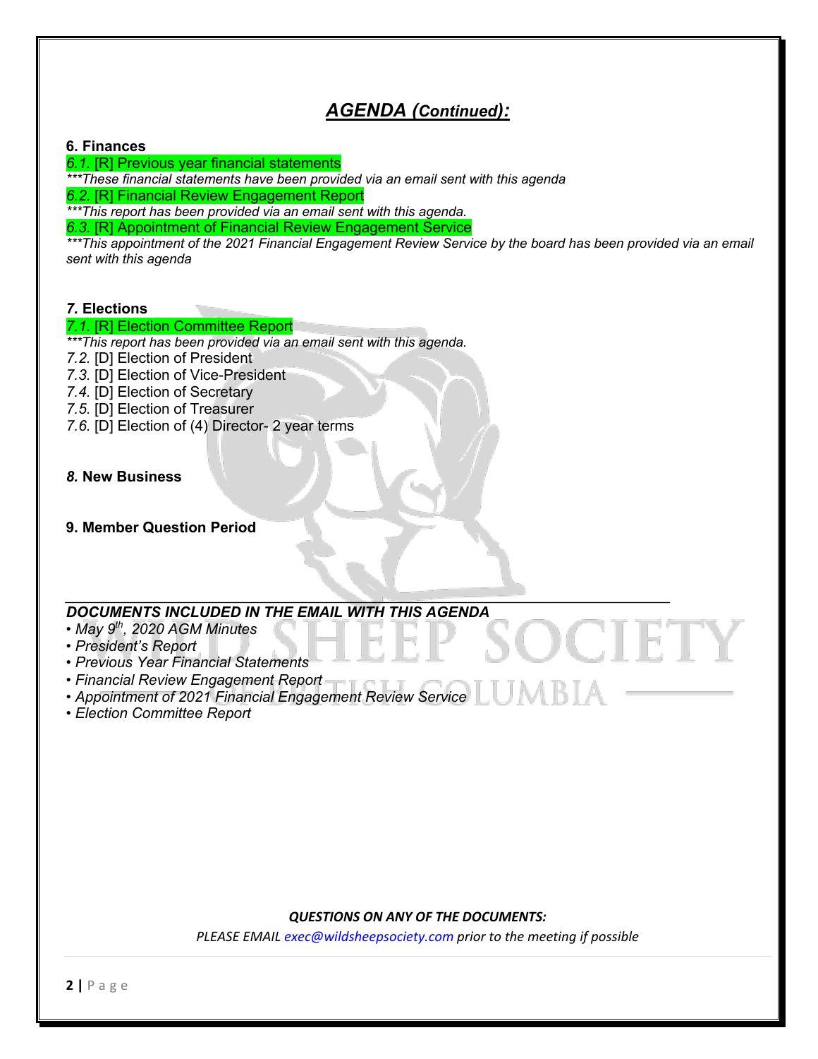# *AGENDA (Continued):*

**6. Finances**

*6.1.* [R] Previous year financial statements

*\*\*\*These financial statements have been provided via an email sent with this agenda*

*6.2.* [R] Financial Review Engagement Report

*\*\*\*This report has been provided via an email sent with this agenda.*

*6.3.* [R] Appointment of Financial Review Engagement Service

*\*\*\*This appointment of the 2021 Financial Engagement Review Service by the board has been provided via an email sent with this agenda*

***7.* Elections**

*7.1.* [R] Election Committee Report

*\*\*\*This report has been provided via an email sent with this agenda.*

*7.2.* [D] Election of President

*7.3.* [D] Election of Vice-President

*7.4.* [D] Election of Secretary

*7.5.* [D] Election of Treasurer

*7.6.* [D] Election of (4) Director- 2 year terms

***8.* New Business**

**9. Member Question Period**

---

***DOCUMENTS INCLUDED IN THE EMAIL WITH THIS AGENDA***

- *May 9th, 2020 AGM Minutes*
- *President's Report*
- *Previous Year Financial Statements*
- *Financial Review Engagement Report*
- *Appointment of 2021 Financial Engagement Review Service*
- *Election Committee Report*

***QUESTIONS ON ANY OF THE DOCUMENTS:***

*PLEASE EMAIL exec@wildsheepsociety.com prior to the meeting if possible*